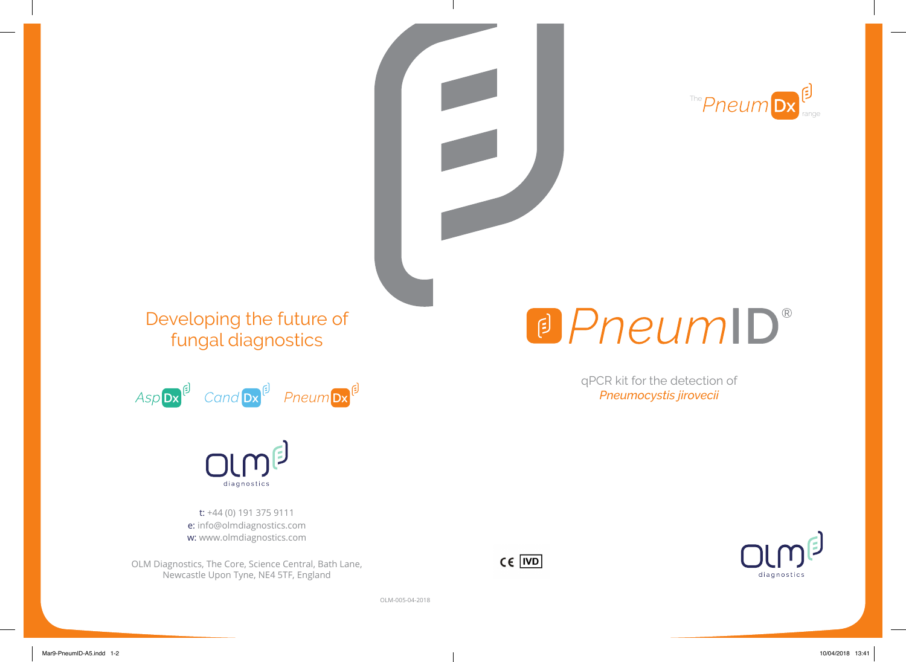The PneumDx range

# PneumID®

qPCR kit for the detection of
*Pneumocystis jirovecii*

Developing the future of fungal diagnostics

AspDx CandDx PneumDx

OLM diagnostics

t: +44 (0) 191 375 9111
e: info@olmdiagnostics.com
w: www.olmdiagnostics.com

OLM Diagnostics, The Core, Science Central, Bath Lane,
Newcastle Upon Tyne, NE4 5TF, England

CE IVD

OLM diagnostics

OLM-005-04-2018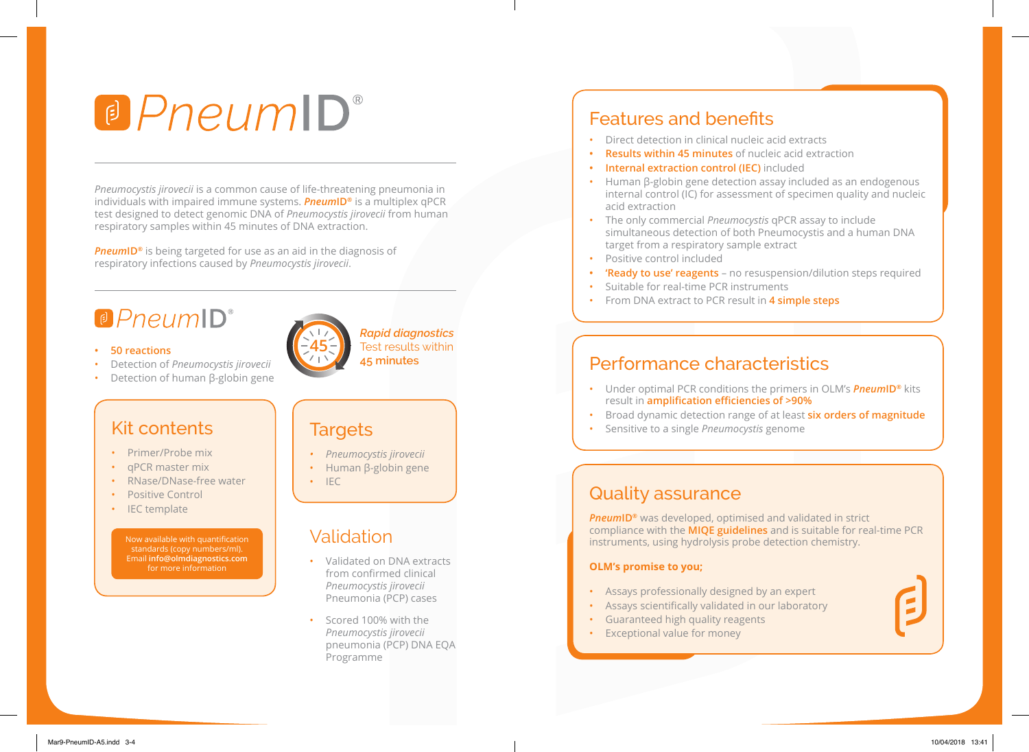# PneumID®

*Pneumocystis jirovecii* is a common cause of life-threatening pneumonia in individuals with impaired immune systems. ***Pneum*ID®** is a multiplex qPCR test designed to detect genomic DNA of *Pneumocystis jirovecii* from human respiratory samples within 45 minutes of DNA extraction.

***Pneum*ID®** is being targeted for use as an aid in the diagnosis of respiratory infections caused by *Pneumocystis jirovecii*.

## PneumID®

- **50 reactions**
- Detection of *Pneumocystis jirovecii*
- Detection of human β-globin gene

45

***Rapid diagnostics***
Test results within **45 minutes**

## Kit contents

- Primer/Probe mix
- qPCR master mix
- RNase/DNase-free water
- Positive Control
- IEC template

Now available with quantification standards (copy numbers/ml). Email **info@olmdiagnostics.com** for more information

## Targets

- *Pneumocystis jirovecii*
- Human β-globin gene
- IEC

## Validation

- Validated on DNA extracts from confirmed clinical *Pneumocystis jirovecii* Pneumonia (PCP) cases
- Scored 100% with the *Pneumocystis jirovecii* pneumonia (PCP) DNA EQA Programme

## Features and benefits

- Direct detection in clinical nucleic acid extracts
- **Results within 45 minutes** of nucleic acid extraction
- **Internal extraction control (IEC)** included
- Human β-globin gene detection assay included as an endogenous internal control (IC) for assessment of specimen quality and nucleic acid extraction
- The only commercial *Pneumocystis* qPCR assay to include simultaneous detection of both Pneumocystis and a human DNA target from a respiratory sample extract
- Positive control included
- **'Ready to use' reagents** – no resuspension/dilution steps required
- Suitable for real-time PCR instruments
- From DNA extract to PCR result in **4 simple steps**

## Performance characteristics

- Under optimal PCR conditions the primers in OLM's ***Pneum*ID®** kits result in **amplification efficiencies of >90%**
- Broad dynamic detection range of at least **six orders of magnitude**
- Sensitive to a single *Pneumocystis* genome

## Quality assurance

***Pneum*ID®** was developed, optimised and validated in strict compliance with the **MIQE guidelines** and is suitable for real-time PCR instruments, using hydrolysis probe detection chemistry.

**OLM's promise to you;**

- Assays professionally designed by an expert
- Assays scientifically validated in our laboratory
- Guaranteed high quality reagents
- Exceptional value for money